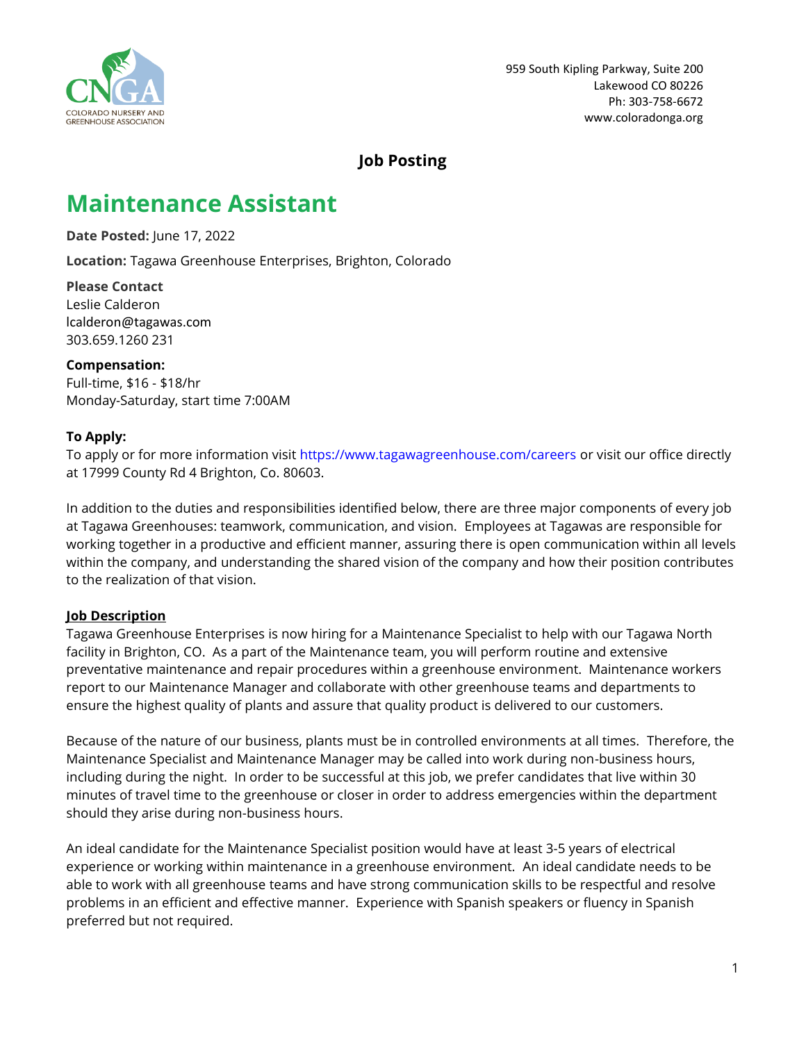CNGA
COLORADO NURSERY AND GREENHOUSE ASSOCIATION

959 South Kipling Parkway, Suite 200
Lakewood CO 80226
Ph: 303-758-6672
www.coloradonga.org

**Job Posting**

# Maintenance Assistant

**Date Posted:** June 17, 2022

**Location:** Tagawa Greenhouse Enterprises, Brighton, Colorado

**Please Contact**
Leslie Calderon
lcalderon@tagawas.com
303.659.1260 231

**Compensation:**
Full-time, $16 - $18/hr
Monday-Saturday, start time 7:00AM

**To Apply:**
To apply or for more information visit https://www.tagawagreenhouse.com/careers or visit our office directly at 17999 County Rd 4 Brighton, Co. 80603.

In addition to the duties and responsibilities identified below, there are three major components of every job at Tagawa Greenhouses: teamwork, communication, and vision. Employees at Tagawas are responsible for working together in a productive and efficient manner, assuring there is open communication within all levels within the company, and understanding the shared vision of the company and how their position contributes to the realization of that vision.

**Job Description**

Tagawa Greenhouse Enterprises is now hiring for a Maintenance Specialist to help with our Tagawa North facility in Brighton, CO. As a part of the Maintenance team, you will perform routine and extensive preventative maintenance and repair procedures within a greenhouse environment. Maintenance workers report to our Maintenance Manager and collaborate with other greenhouse teams and departments to ensure the highest quality of plants and assure that quality product is delivered to our customers.

Because of the nature of our business, plants must be in controlled environments at all times. Therefore, the Maintenance Specialist and Maintenance Manager may be called into work during non-business hours, including during the night. In order to be successful at this job, we prefer candidates that live within 30 minutes of travel time to the greenhouse or closer in order to address emergencies within the department should they arise during non-business hours.

An ideal candidate for the Maintenance Specialist position would have at least 3-5 years of electrical experience or working within maintenance in a greenhouse environment. An ideal candidate needs to be able to work with all greenhouse teams and have strong communication skills to be respectful and resolve problems in an efficient and effective manner. Experience with Spanish speakers or fluency in Spanish preferred but not required.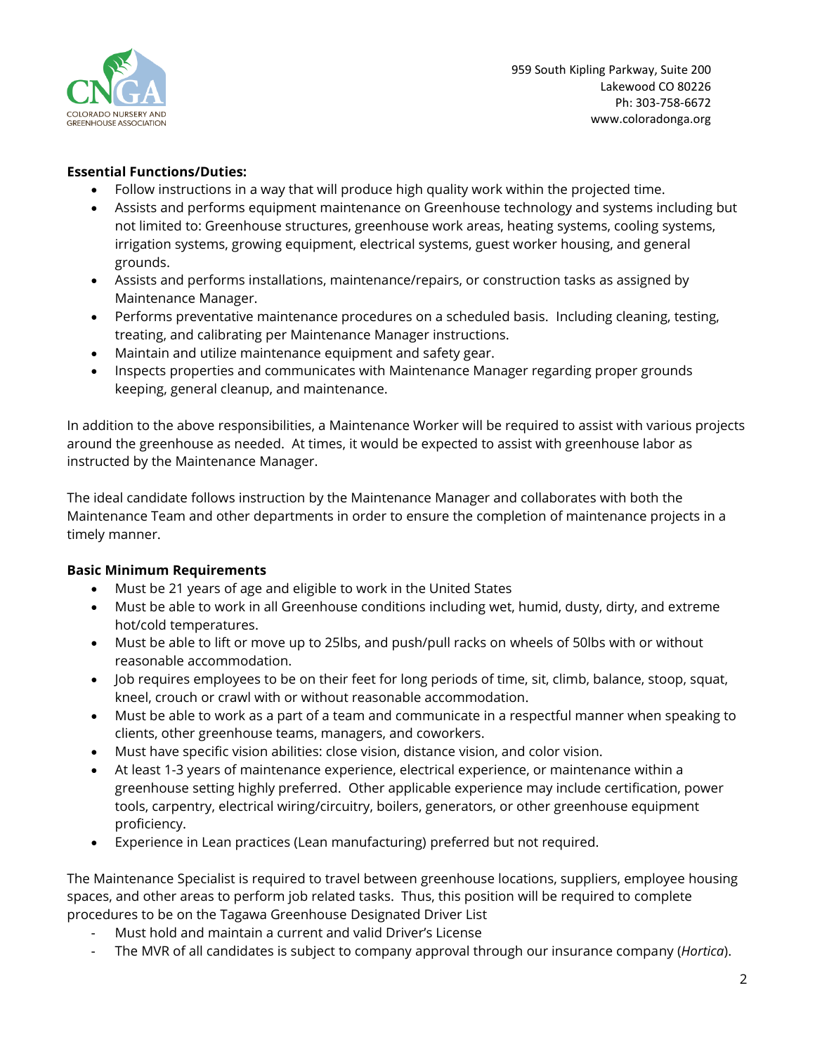**Essential Functions/Duties:**

- Follow instructions in a way that will produce high quality work within the projected time.
- Assists and performs equipment maintenance on Greenhouse technology and systems including but not limited to: Greenhouse structures, greenhouse work areas, heating systems, cooling systems, irrigation systems, growing equipment, electrical systems, guest worker housing, and general grounds.
- Assists and performs installations, maintenance/repairs, or construction tasks as assigned by Maintenance Manager.
- Performs preventative maintenance procedures on a scheduled basis. Including cleaning, testing, treating, and calibrating per Maintenance Manager instructions.
- Maintain and utilize maintenance equipment and safety gear.
- Inspects properties and communicates with Maintenance Manager regarding proper grounds keeping, general cleanup, and maintenance.

In addition to the above responsibilities, a Maintenance Worker will be required to assist with various projects around the greenhouse as needed. At times, it would be expected to assist with greenhouse labor as instructed by the Maintenance Manager.

The ideal candidate follows instruction by the Maintenance Manager and collaborates with both the Maintenance Team and other departments in order to ensure the completion of maintenance projects in a timely manner.

**Basic Minimum Requirements**

- Must be 21 years of age and eligible to work in the United States
- Must be able to work in all Greenhouse conditions including wet, humid, dusty, dirty, and extreme hot/cold temperatures.
- Must be able to lift or move up to 25lbs, and push/pull racks on wheels of 50lbs with or without reasonable accommodation.
- Job requires employees to be on their feet for long periods of time, sit, climb, balance, stoop, squat, kneel, crouch or crawl with or without reasonable accommodation.
- Must be able to work as a part of a team and communicate in a respectful manner when speaking to clients, other greenhouse teams, managers, and coworkers.
- Must have specific vision abilities: close vision, distance vision, and color vision.
- At least 1-3 years of maintenance experience, electrical experience, or maintenance within a greenhouse setting highly preferred. Other applicable experience may include certification, power tools, carpentry, electrical wiring/circuitry, boilers, generators, or other greenhouse equipment proficiency.
- Experience in Lean practices (Lean manufacturing) preferred but not required.

The Maintenance Specialist is required to travel between greenhouse locations, suppliers, employee housing spaces, and other areas to perform job related tasks. Thus, this position will be required to complete procedures to be on the Tagawa Greenhouse Designated Driver List

- Must hold and maintain a current and valid Driver's License
- The MVR of all candidates is subject to company approval through our insurance company (*Hortica*).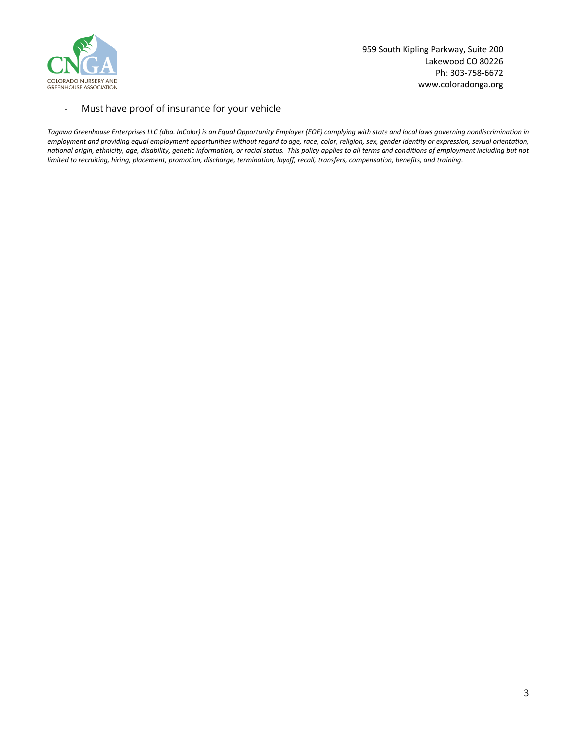- Must have proof of insurance for your vehicle

*Tagawa Greenhouse Enterprises LLC (dba. InColor) is an Equal Opportunity Employer (EOE) complying with state and local laws governing nondiscrimination in employment and providing equal employment opportunities without regard to age, race, color, religion, sex, gender identity or expression, sexual orientation, national origin, ethnicity, age, disability, genetic information, or racial status. This policy applies to all terms and conditions of employment including but not limited to recruiting, hiring, placement, promotion, discharge, termination, layoff, recall, transfers, compensation, benefits, and training.*